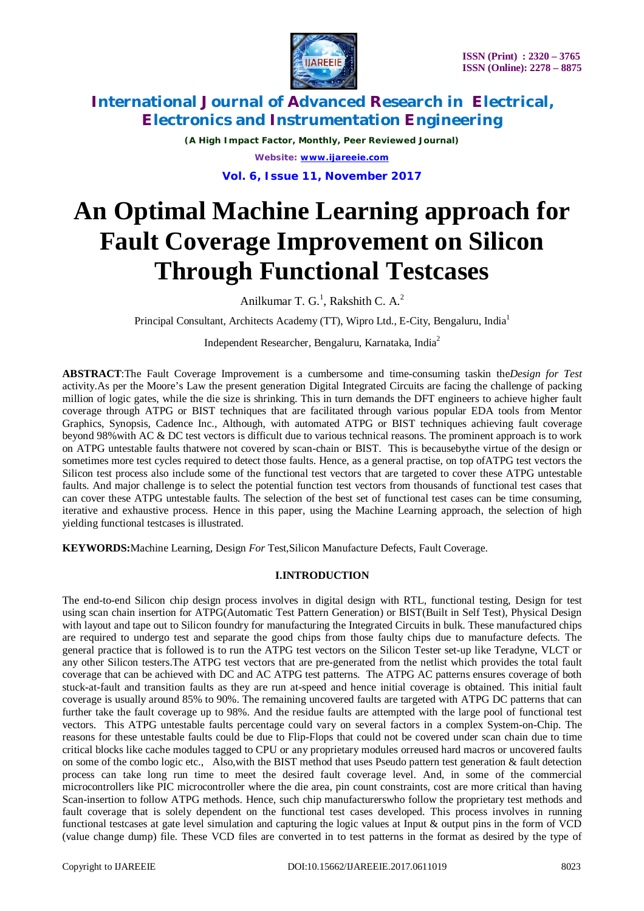# An Optimal Machine Learning approach for Fault Coverage Improvement on Silicon Through Functional Testcases

Anilkumar T. G.[1], Rakshith C. A.[2]

Principal Consultant, Architects Academy (TT), Wipro Ltd., E-City, Bengaluru, India[1]

Independent Researcher, Bengaluru, Karnataka, India[2]

**ABSTRACT**:The Fault Coverage Improvement is a cumbersome and time-consuming taskin the*Design for Test* activity.As per the Moore's Law the present generation Digital Integrated Circuits are facing the challenge of packing million of logic gates, while the die size is shrinking. This in turn demands the DFT engineers to achieve higher fault coverage through ATPG or BIST techniques that are facilitated through various popular EDA tools from Mentor Graphics, Synopsis, Cadence Inc., Although, with automated ATPG or BIST techniques achieving fault coverage beyond 98%with AC & DC test vectors is difficult due to various technical reasons. The prominent approach is to work on ATPG untestable faults thatwere not covered by scan-chain or BIST. This is becausebythe virtue of the design or sometimes more test cycles required to detect those faults. Hence, as a general practise, on top ofATPG test vectors the Silicon test process also include some of the functional test vectors that are targeted to cover these ATPG untestable faults. And major challenge is to select the potential function test vectors from thousands of functional test cases that can cover these ATPG untestable faults. The selection of the best set of functional test cases can be time consuming, iterative and exhaustive process. Hence in this paper, using the Machine Learning approach, the selection of high yielding functional testcases is illustrated.

**KEYWORDS:**Machine Learning, Design *For* Test,Silicon Manufacture Defects, Fault Coverage.

## I.INTRODUCTION

The end-to-end Silicon chip design process involves in digital design with RTL, functional testing, Design for test using scan chain insertion for ATPG(Automatic Test Pattern Generation) or BIST(Built in Self Test), Physical Design with layout and tape out to Silicon foundry for manufacturing the Integrated Circuits in bulk. These manufactured chips are required to undergo test and separate the good chips from those faulty chips due to manufacture defects. The general practice that is followed is to run the ATPG test vectors on the Silicon Tester set-up like Teradyne, VLCT or any other Silicon testers.The ATPG test vectors that are pre-generated from the netlist which provides the total fault coverage that can be achieved with DC and AC ATPG test patterns. The ATPG AC patterns ensures coverage of both stuck-at-fault and transition faults as they are run at-speed and hence initial coverage is obtained. This initial fault coverage is usually around 85% to 90%. The remaining uncovered faults are targeted with ATPG DC patterns that can further take the fault coverage up to 98%. And the residue faults are attempted with the large pool of functional test vectors. This ATPG untestable faults percentage could vary on several factors in a complex System-on-Chip. The reasons for these untestable faults could be due to Flip-Flops that could not be covered under scan chain due to time critical blocks like cache modules tagged to CPU or any proprietary modules orreused hard macros or uncovered faults on some of the combo logic etc., Also,with the BIST method that uses Pseudo pattern test generation & fault detection process can take long run time to meet the desired fault coverage level. And, in some of the commercial microcontrollers like PIC microcontroller where the die area, pin count constraints, cost are more critical than having Scan-insertion to follow ATPG methods. Hence, such chip manufacturerswho follow the proprietary test methods and fault coverage that is solely dependent on the functional test cases developed. This process involves in running functional testcases at gate level simulation and capturing the logic values at Input & output pins in the form of VCD (value change dump) file. These VCD files are converted in to test patterns in the format as desired by the type of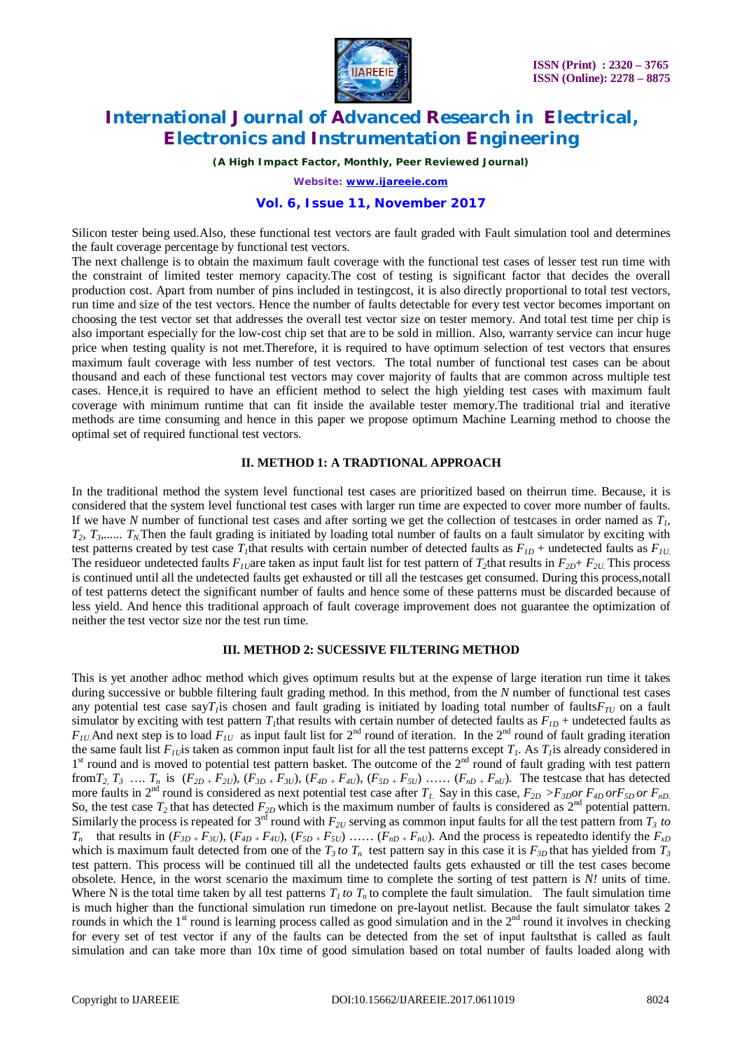Silicon tester being used.Also, these functional test vectors are fault graded with Fault simulation tool and determines the fault coverage percentage by functional test vectors.

The next challenge is to obtain the maximum fault coverage with the functional test cases of lesser test run time with the constraint of limited tester memory capacity.The cost of testing is significant factor that decides the overall production cost. Apart from number of pins included in testingcost, it is also directly proportional to total test vectors, run time and size of the test vectors. Hence the number of faults detectable for every test vector becomes important on choosing the test vector set that addresses the overall test vector size on tester memory. And total test time per chip is also important especially for the low-cost chip set that are to be sold in million. Also, warranty service can incur huge price when testing quality is not met.Therefore, it is required to have optimum selection of test vectors that ensures maximum fault coverage with less number of test vectors. The total number of functional test cases can be about thousand and each of these functional test vectors may cover majority of faults that are common across multiple test cases. Hence,it is required to have an efficient method to select the high yielding test cases with maximum fault coverage with minimum runtime that can fit inside the available tester memory.The traditional trial and iterative methods are time consuming and hence in this paper we propose optimum Machine Learning method to choose the optimal set of required functional test vectors.

## II. METHOD 1: A TRADTIONAL APPROACH

In the traditional method the system level functional test cases are prioritized based on theirrun time. Because, it is considered that the system level functional test cases with larger run time are expected to cover more number of faults. If we have *N* number of functional test cases and after sorting we get the collection of testcases in order named as $T_1$, $T_2$, $T_3$,...... $T_N$.Then the fault grading is initiated by loading total number of faults on a fault simulator by exciting with test patterns created by test case $T_1$that results with certain number of detected faults as $F_{1D}$ + undetected faults as $F_{1U}$. The residueor undetected faults $F_{1U}$are taken as input fault list for test pattern of $T_2$that results in $F_{2D}$+ $F_{2U}$. This process is continued until all the undetected faults get exhausted or till all the testcases get consumed. During this process,notall of test patterns detect the significant number of faults and hence some of these patterns must be discarded because of less yield. And hence this traditional approach of fault coverage improvement does not guarantee the optimization of neither the test vector size nor the test run time.

## III. METHOD 2: SUCESSIVE FILTERING METHOD

This is yet another adhoc method which gives optimum results but at the expense of large iteration run time it takes during successive or bubble filtering fault grading method. In this method, from the *N* number of functional test cases any potential test case say$T_1$is chosen and fault grading is initiated by loading total number of faults$F_{TU}$ on a fault simulator by exciting with test pattern $T_1$that results with certain number of detected faults as $F_{1D}$ + undetected faults as $F_{1U}$.And next step is to load $F_{1U}$ as input fault list for 2nd round of iteration. In the 2nd round of fault grading iteration the same fault list $F_{1U}$is taken as common input fault list for all the test patterns except $T_1$. As $T_1$is already considered in 1st round and is moved to potential test pattern basket. The outcome of the 2nd round of fault grading with test pattern from$T_2$, $T_3$ …. $T_n$ is ($F_{2D}$ + $F_{2U}$), ($F_{3D}$ + $F_{3U}$), ($F_{4D}$ + $F_{4U}$), ($F_{5D}$ + $F_{5U}$) …… ($F_{nD}$ + $F_{nU}$). The testcase that has detected more faults in 2nd round is considered as next potential test case after $T_1$. Say in this case, $F_{2D}$ >$F_{3D}$*or* $F_{4D}$ *or*$F_{5D}$ *or* $F_{nD}$. So, the test case $T_2$ that has detected $F_{2D}$ which is the maximum number of faults is considered as 2nd potential pattern. Similarly the process is repeated for 3rd round with $F_{2U}$ serving as common input faults for all the test pattern from $T_3$ *to* $T_n$ that results in ($F_{3D}$ + $F_{3U}$), ($F_{4D}$ + $F_{4U}$), ($F_{5D}$ + $F_{5U}$) …… ($F_{nD}$ + $F_{nU}$). And the process is repeatedto identify the $F_{xD}$ which is maximum fault detected from one of the $T_3$ *to* $T_n$ test pattern say in this case it is $F_{3D}$ that has yielded from $T_3$ test pattern. This process will be continued till all the undetected faults gets exhausted or till the test cases become obsolete. Hence, in the worst scenario the maximum time to complete the sorting of test pattern is *N!* units of time. Where N is the total time taken by all test patterns $T_1$ *to* $T_n$ to complete the fault simulation. The fault simulation time is much higher than the functional simulation run timedone on pre-layout netlist. Because the fault simulator takes 2 rounds in which the 1st round is learning process called as good simulation and in the 2nd round it involves in checking for every set of test vector if any of the faults can be detected from the set of input faultsthat is called as fault simulation and can take more than 10x time of good simulation based on total number of faults loaded along with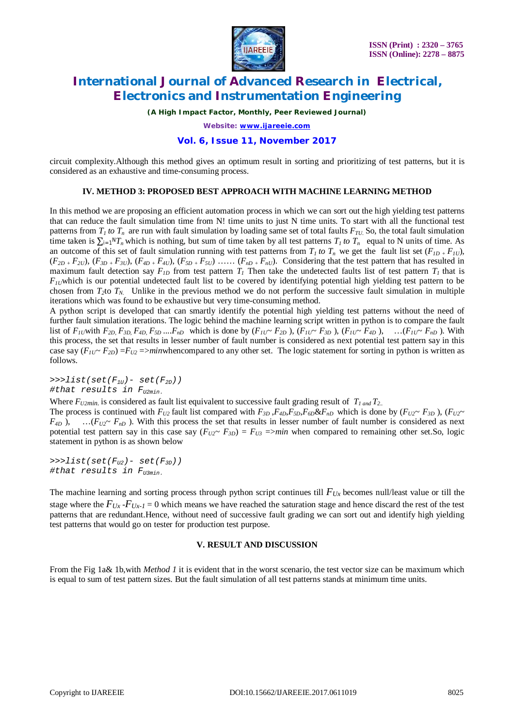circuit complexity.Although this method gives an optimum result in sorting and prioritizing of test patterns, but it is considered as an exhaustive and time-consuming process.

### IV. METHOD 3: PROPOSED BEST APPROACH WITH MACHINE LEARNING METHOD

In this method we are proposing an efficient automation process in which we can sort out the high yielding test patterns that can reduce the fault simulation time from N! time units to just N time units. To start with all the functional test patterns from $T_1$ *to* $T_n$ are run with fault simulation by loading same set of total faults $F_{TU.}$ So, the total fault simulation time taken is $\sum_{i=1}^{N} T_n$ which is nothing, but sum of time taken by all test patterns $T_1$ *to* $T_n$ equal to N units of time. As an outcome of this set of fault simulation running with test patterns from $T_1$ *to* $T_n$ we get the fault list set $(F_{1D} + F_{1U})$, $(F_{2D} + F_{2U})$, $(F_{3D} + F_{3U})$, $(F_{4D} + F_{4U})$, $(F_{5D} + F_{5U})$ …… $(F_{nD} + F_{nU})$. Considering that the test pattern that has resulted in maximum fault detection say $F_{1D}$ from test pattern $T_1$ Then take the undetected faults list of test pattern $T_1$ that is $F_{1U}$which is our potential undetected fault list to be covered by identifying potential high yielding test pattern to be chosen from $T_2$to $T_{N.}$ Unlike in the previous method we do not perform the successive fault simulation in multiple iterations which was found to be exhaustive but very time-consuming method.

A python script is developed that can smartly identify the potential high yielding test patterns without the need of further fault simulation iterations. The logic behind the machine learning script written in python is to compare the fault list of $F_{1U}$with $F_{2D,}$ $F_{3D,}$ $F_{4D,}$ $F_{5D}$ ....$F_{nD}$ which is done by $(F_{1U}\sim F_{2D})$, $(F_{1U}\sim F_{3D})$, $(F_{1U}\sim F_{4D})$, …$(F_{1U}\sim F_{nD})$. With this process, the set that results in lesser number of fault number is considered as next potential test pattern say in this case say $(F_{1U}\sim F_{2D}) = F_{U2} \Rightarrow min$whencompared to any other set. The logic statement for sorting in python is written as follows.

```
>>>list(set(F1U)- set(F2D))
#that results in FU2min.
```

Where $F_{U2min.}$ is considered as fault list equivalent to successive fault grading result of $T_{1\ and}\ T_{2..}$

The process is continued with $F_{U2}$ fault list compared with $F_{3D}$ ,$F_{4D}$,$F_{5D}$,$F_{6D}$&$F_{nD}$ which is done by $(F_{U2}\sim F_{3D})$, $(F_{U2}\sim F_{4D})$, …$(F_{U2}\sim F_{nD})$. With this process the set that results in lesser number of fault number is considered as next potential test pattern say in this case say $(F_{U2}\sim F_{3D}) = F_{U3} \Rightarrow min$ when compared to remaining other set.So, logic statement in python is as shown below

```
>>>list(set(FU2)- set(F3D))
#that results in FU3min.
```

The machine learning and sorting process through python script continues till $F_{Ux}$ becomes null/least value or till the stage where the $F_{Ux} - F_{Ux-1} = 0$ which means we have reached the saturation stage and hence discard the rest of the test patterns that are redundant.Hence, without need of successive fault grading we can sort out and identify high yielding test patterns that would go on tester for production test purpose.

### V. RESULT AND DISCUSSION

From the Fig 1a& 1b,with *Method 1* it is evident that in the worst scenario, the test vector size can be maximum which is equal to sum of test pattern sizes. But the fault simulation of all test patterns stands at minimum time units.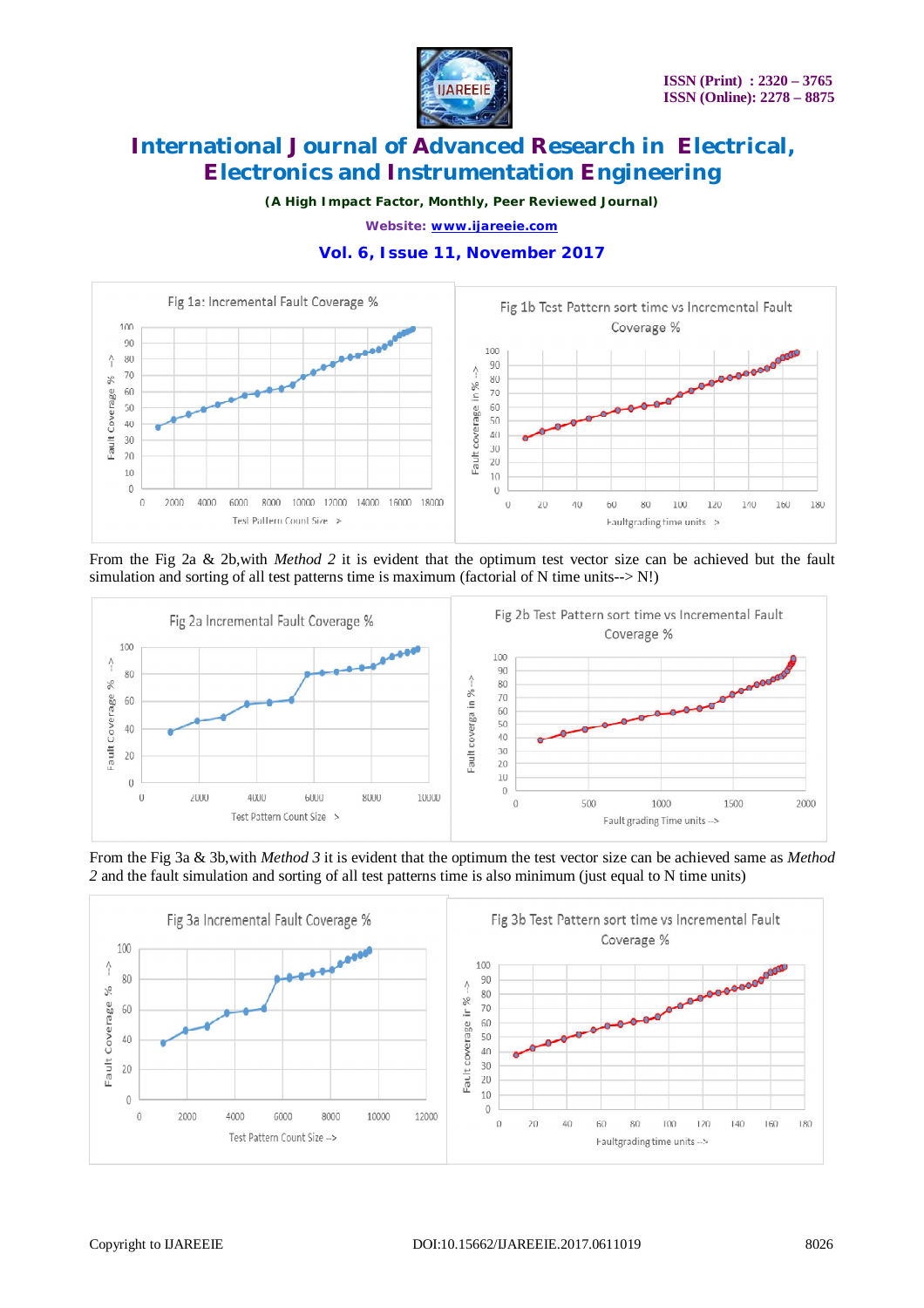From the Fig 2a & 2b,with *Method 2* it is evident that the optimum test vector size can be achieved but the fault simulation and sorting of all test patterns time is maximum (factorial of N time units--> N!)

From the Fig 3a & 3b,with *Method 3* it is evident that the optimum the test vector size can be achieved same as *Method 2* and the fault simulation and sorting of all test patterns time is also minimum (just equal to N time units)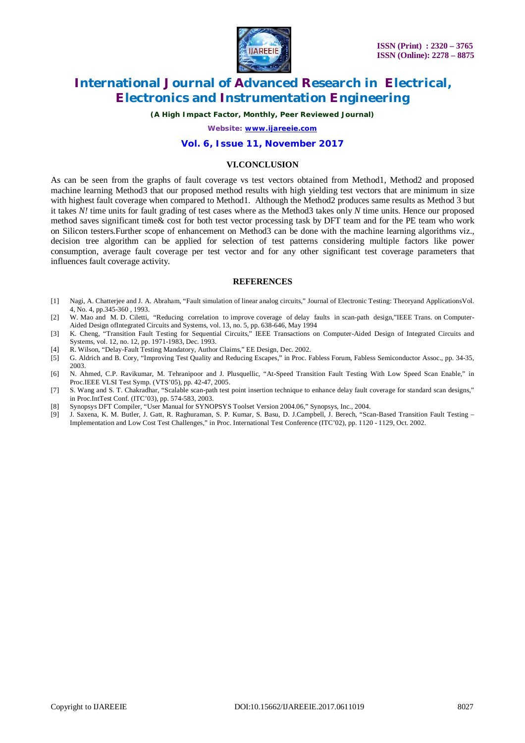## VI.CONCLUSION

As can be seen from the graphs of fault coverage vs test vectors obtained from Method1, Method2 and proposed machine learning Method3 that our proposed method results with high yielding test vectors that are minimum in size with highest fault coverage when compared to Method1. Although the Method2 produces same results as Method 3 but it takes $N!$ time units for fault grading of test cases where as the Method3 takes only $N$ time units. Hence our proposed method saves significant time& cost for both test vector processing task by DFT team and for the PE team who work on Silicon testers.Further scope of enhancement on Method3 can be done with the machine learning algorithms viz., decision tree algorithm can be applied for selection of test patterns considering multiple factors like power consumption, average fault coverage per test vector and for any other significant test coverage parameters that influences fault coverage activity.

## REFERENCES

[1] Nagi, A. Chatterjee and J. A. Abraham, "Fault simulation of linear analog circuits," Journal of Electronic Testing: Theoryand ApplicationsVol. 4, No. 4, pp.345-360 , 1993.

[2] W. Mao and M. D. Ciletti, "Reducing correlation to improve coverage of delay faults in scan-path design,"IEEE Trans. on Computer-Aided Design ofIntegrated Circuits and Systems, vol. 13, no. 5, pp. 638-646, May 1994

[3] K. Cheng, "Transition Fault Testing for Sequential Circuits," IEEE Transactions on Computer-Aided Design of Integrated Circuits and Systems, vol. 12, no. 12, pp. 1971-1983, Dec. 1993.

[4] R. Wilson, "Delay-Fault Testing Mandatory, Author Claims," EE Design, Dec. 2002.

[5] G. Aldrich and B. Cory, "Improving Test Quality and Reducing Escapes," in Proc. Fabless Forum, Fabless Semiconductor Assoc., pp. 34-35, 2003.

[6] N. Ahmed, C.P. Ravikumar, M. Tehranipoor and J. Plusquellic, "At-Speed Transition Fault Testing With Low Speed Scan Enable," in Proc.IEEE VLSI Test Symp. (VTS'05), pp. 42-47, 2005.

[7] S. Wang and S. T. Chakradhar, "Scalable scan-path test point insertion technique to enhance delay fault coverage for standard scan designs," in Proc.IntTest Conf. (ITC'03), pp. 574-583, 2003.

[8] Synopsys DFT Compiler, "User Manual for SYNOPSYS Toolset Version 2004.06," Synopsys, Inc., 2004.

[9] J. Saxena, K. M. Butler, J. Gatt, R. Raghuraman, S. P. Kumar, S. Basu, D. J.Campbell, J. Berech, "Scan-Based Transition Fault Testing – Implementation and Low Cost Test Challenges," in Proc. International Test Conference (ITC'02), pp. 1120 - 1129, Oct. 2002.